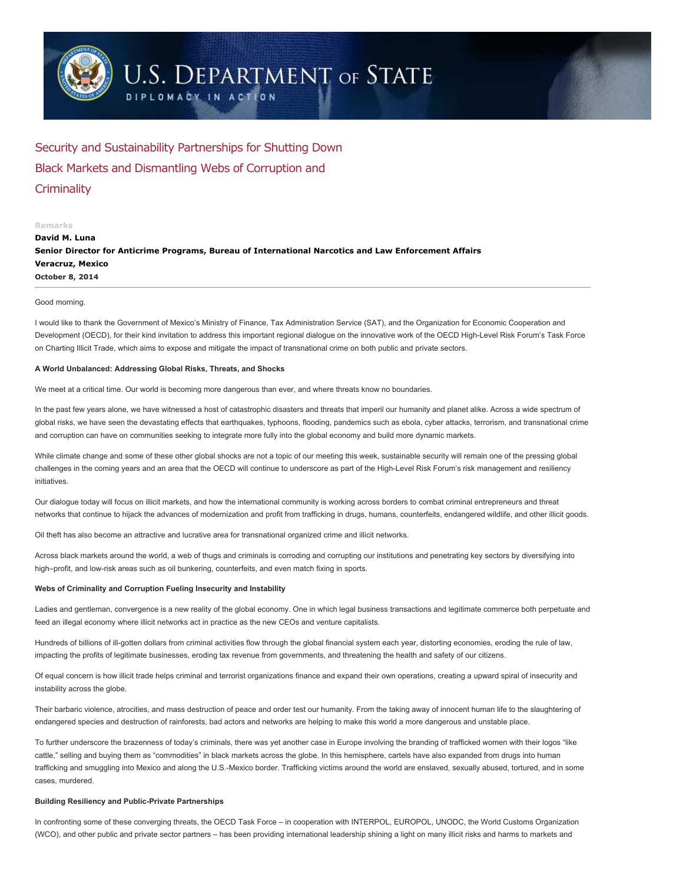# Security and Sustainability Partnerships for Shutting Down Black Markets and Dismantling Webs of Corruption and Criminality

Remarks

**David M. Luna**
**Senior Director for Anticrime Programs, Bureau of International Narcotics and Law Enforcement Affairs**
**Veracruz, Mexico**
**October 8, 2014**

---

Good morning.

I would like to thank the Government of Mexico's Ministry of Finance, Tax Administration Service (SAT), and the Organization for Economic Cooperation and Development (OECD), for their kind invitation to address this important regional dialogue on the innovative work of the OECD High-Level Risk Forum's Task Force on Charting Illicit Trade, which aims to expose and mitigate the impact of transnational crime on both public and private sectors.

**A World Unbalanced: Addressing Global Risks, Threats, and Shocks**

We meet at a critical time. Our world is becoming more dangerous than ever, and where threats know no boundaries.

In the past few years alone, we have witnessed a host of catastrophic disasters and threats that imperil our humanity and planet alike. Across a wide spectrum of global risks, we have seen the devastating effects that earthquakes, typhoons, flooding, pandemics such as ebola, cyber attacks, terrorism, and transnational crime and corruption can have on communities seeking to integrate more fully into the global economy and build more dynamic markets.

While climate change and some of these other global shocks are not a topic of our meeting this week, sustainable security will remain one of the pressing global challenges in the coming years and an area that the OECD will continue to underscore as part of the High-Level Risk Forum's risk management and resiliency initiatives.

Our dialogue today will focus on illicit markets, and how the international community is working across borders to combat criminal entrepreneurs and threat networks that continue to hijack the advances of modernization and profit from trafficking in drugs, humans, counterfeits, endangered wildlife, and other illicit goods.

Oil theft has also become an attractive and lucrative area for transnational organized crime and illicit networks.

Across black markets around the world, a web of thugs and criminals is corroding and corrupting our institutions and penetrating key sectors by diversifying into high–profit, and low-risk areas such as oil bunkering, counterfeits, and even match fixing in sports.

**Webs of Criminality and Corruption Fueling Insecurity and Instability**

Ladies and gentleman, convergence is a new reality of the global economy. One in which legal business transactions and legitimate commerce both perpetuate and feed an illegal economy where illicit networks act in practice as the new CEOs and venture capitalists.

Hundreds of billions of ill-gotten dollars from criminal activities flow through the global financial system each year, distorting economies, eroding the rule of law, impacting the profits of legitimate businesses, eroding tax revenue from governments, and threatening the health and safety of our citizens.

Of equal concern is how illicit trade helps criminal and terrorist organizations finance and expand their own operations, creating a upward spiral of insecurity and instability across the globe.

Their barbaric violence, atrocities, and mass destruction of peace and order test our humanity. From the taking away of innocent human life to the slaughtering of endangered species and destruction of rainforests, bad actors and networks are helping to make this world a more dangerous and unstable place.

To further underscore the brazenness of today's criminals, there was yet another case in Europe involving the branding of trafficked women with their logos "like cattle," selling and buying them as "commodities" in black markets across the globe. In this hemisphere, cartels have also expanded from drugs into human trafficking and smuggling into Mexico and along the U.S.-Mexico border. Trafficking victims around the world are enslaved, sexually abused, tortured, and in some cases, murdered.

**Building Resiliency and Public-Private Partnerships**

In confronting some of these converging threats, the OECD Task Force – in cooperation with INTERPOL, EUROPOL, UNODC, the World Customs Organization (WCO), and other public and private sector partners – has been providing international leadership shining a light on many illicit risks and harms to markets and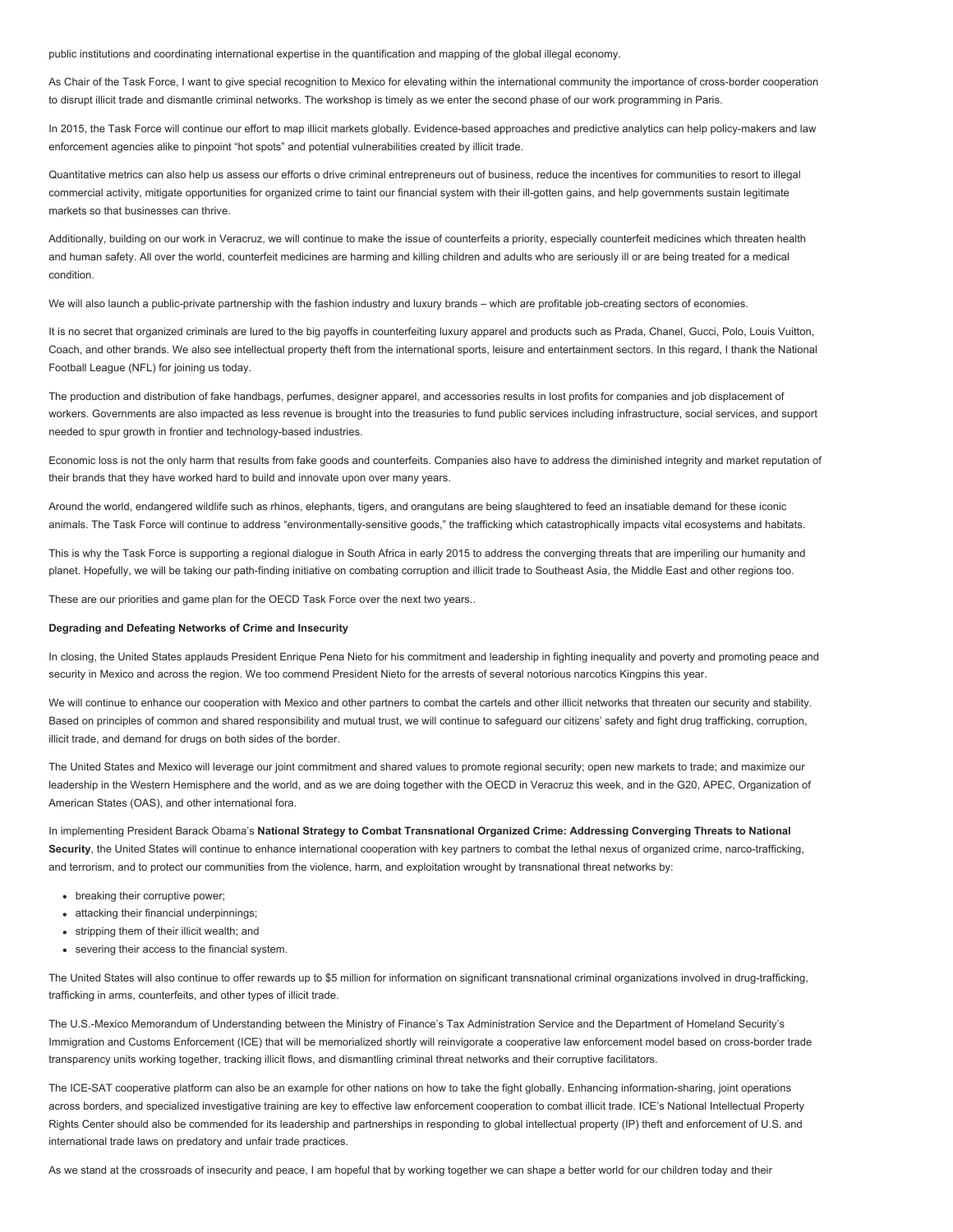public institutions and coordinating international expertise in the quantification and mapping of the global illegal economy.

As Chair of the Task Force, I want to give special recognition to Mexico for elevating within the international community the importance of cross-border cooperation to disrupt illicit trade and dismantle criminal networks. The workshop is timely as we enter the second phase of our work programming in Paris.

In 2015, the Task Force will continue our effort to map illicit markets globally. Evidence-based approaches and predictive analytics can help policy-makers and law enforcement agencies alike to pinpoint "hot spots" and potential vulnerabilities created by illicit trade.

Quantitative metrics can also help us assess our efforts o drive criminal entrepreneurs out of business, reduce the incentives for communities to resort to illegal commercial activity, mitigate opportunities for organized crime to taint our financial system with their ill-gotten gains, and help governments sustain legitimate markets so that businesses can thrive.

Additionally, building on our work in Veracruz, we will continue to make the issue of counterfeits a priority, especially counterfeit medicines which threaten health and human safety. All over the world, counterfeit medicines are harming and killing children and adults who are seriously ill or are being treated for a medical condition.

We will also launch a public-private partnership with the fashion industry and luxury brands – which are profitable job-creating sectors of economies.

It is no secret that organized criminals are lured to the big payoffs in counterfeiting luxury apparel and products such as Prada, Chanel, Gucci, Polo, Louis Vuitton, Coach, and other brands. We also see intellectual property theft from the international sports, leisure and entertainment sectors. In this regard, I thank the National Football League (NFL) for joining us today.

The production and distribution of fake handbags, perfumes, designer apparel, and accessories results in lost profits for companies and job displacement of workers. Governments are also impacted as less revenue is brought into the treasuries to fund public services including infrastructure, social services, and support needed to spur growth in frontier and technology-based industries.

Economic loss is not the only harm that results from fake goods and counterfeits. Companies also have to address the diminished integrity and market reputation of their brands that they have worked hard to build and innovate upon over many years.

Around the world, endangered wildlife such as rhinos, elephants, tigers, and orangutans are being slaughtered to feed an insatiable demand for these iconic animals. The Task Force will continue to address "environmentally-sensitive goods," the trafficking which catastrophically impacts vital ecosystems and habitats.

This is why the Task Force is supporting a regional dialogue in South Africa in early 2015 to address the converging threats that are imperiling our humanity and planet. Hopefully, we will be taking our path-finding initiative on combating corruption and illicit trade to Southeast Asia, the Middle East and other regions too.

These are our priorities and game plan for the OECD Task Force over the next two years..

**Degrading and Defeating Networks of Crime and Insecurity**

In closing, the United States applauds President Enrique Pena Nieto for his commitment and leadership in fighting inequality and poverty and promoting peace and security in Mexico and across the region. We too commend President Nieto for the arrests of several notorious narcotics Kingpins this year.

We will continue to enhance our cooperation with Mexico and other partners to combat the cartels and other illicit networks that threaten our security and stability. Based on principles of common and shared responsibility and mutual trust, we will continue to safeguard our citizens' safety and fight drug trafficking, corruption, illicit trade, and demand for drugs on both sides of the border.

The United States and Mexico will leverage our joint commitment and shared values to promote regional security; open new markets to trade; and maximize our leadership in the Western Hemisphere and the world, and as we are doing together with the OECD in Veracruz this week, and in the G20, APEC, Organization of American States (OAS), and other international fora.

In implementing President Barack Obama's **National Strategy to Combat Transnational Organized Crime: Addressing Converging Threats to National Security**, the United States will continue to enhance international cooperation with key partners to combat the lethal nexus of organized crime, narco-trafficking, and terrorism, and to protect our communities from the violence, harm, and exploitation wrought by transnational threat networks by:

- breaking their corruptive power;
- attacking their financial underpinnings;
- stripping them of their illicit wealth; and
- severing their access to the financial system.

The United States will also continue to offer rewards up to $5 million for information on significant transnational criminal organizations involved in drug-trafficking, trafficking in arms, counterfeits, and other types of illicit trade.

The U.S.-Mexico Memorandum of Understanding between the Ministry of Finance's Tax Administration Service and the Department of Homeland Security's Immigration and Customs Enforcement (ICE) that will be memorialized shortly will reinvigorate a cooperative law enforcement model based on cross-border trade transparency units working together, tracking illicit flows, and dismantling criminal threat networks and their corruptive facilitators.

The ICE-SAT cooperative platform can also be an example for other nations on how to take the fight globally. Enhancing information-sharing, joint operations across borders, and specialized investigative training are key to effective law enforcement cooperation to combat illicit trade. ICE's National Intellectual Property Rights Center should also be commended for its leadership and partnerships in responding to global intellectual property (IP) theft and enforcement of U.S. and international trade laws on predatory and unfair trade practices.

As we stand at the crossroads of insecurity and peace, I am hopeful that by working together we can shape a better world for our children today and their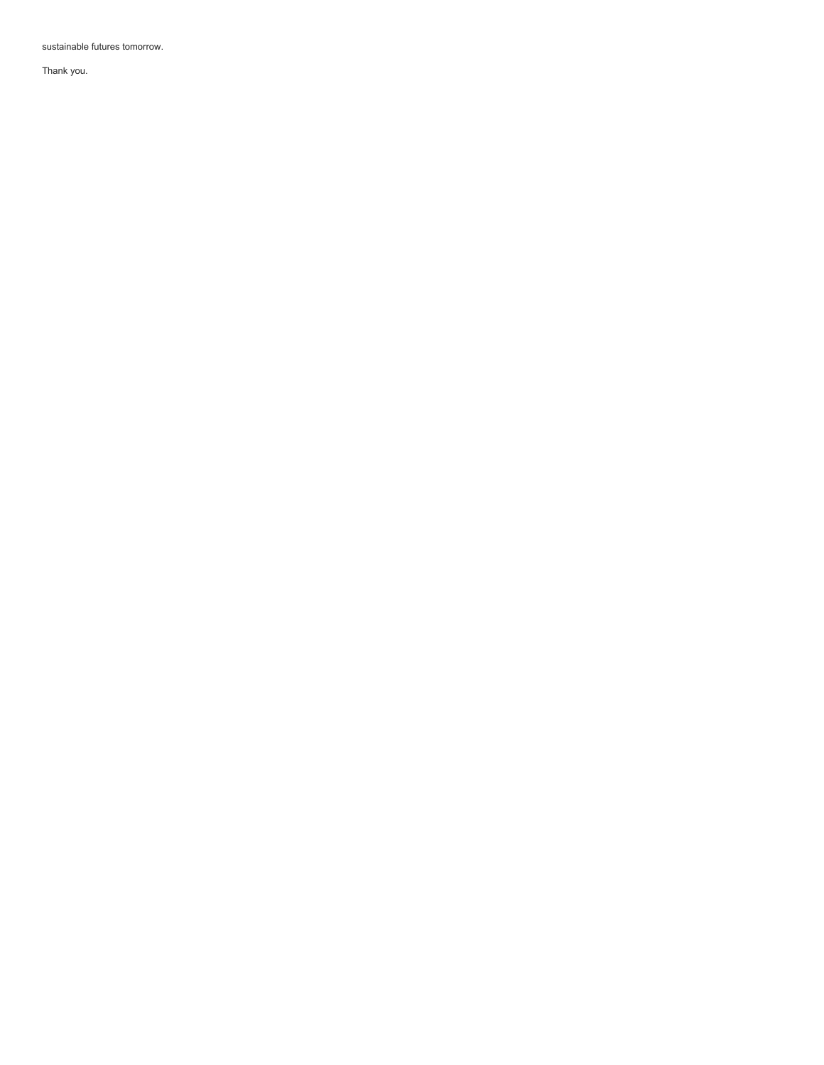sustainable futures tomorrow.

Thank you.